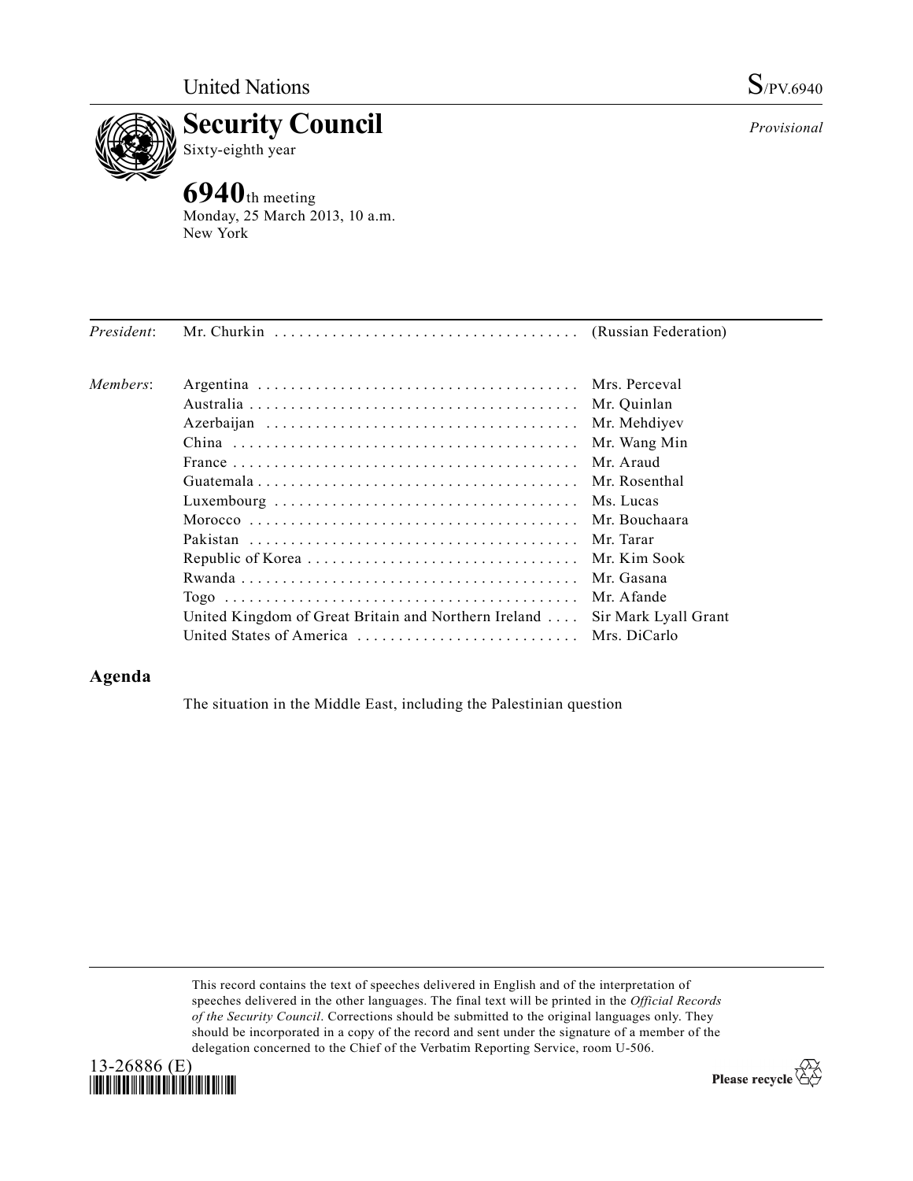United Nations

S/PV.6940

# Security Council

Sixty-eighth year

*Provisional*

## 6940th meeting

Monday, 25 March 2013, 10 a.m.
New York

| | | |
|---|---|---|
| *President*: | Mr. Churkin | (Russian Federation) |
| *Members*: | Argentina | Mrs. Perceval |
| | Australia | Mr. Quinlan |
| | Azerbaijan | Mr. Mehdiyev |
| | China | Mr. Wang Min |
| | France | Mr. Araud |
| | Guatemala | Mr. Rosenthal |
| | Luxembourg | Ms. Lucas |
| | Morocco | Mr. Bouchaara |
| | Pakistan | Mr. Tarar |
| | Republic of Korea | Mr. Kim Sook |
| | Rwanda | Mr. Gasana |
| | Togo | Mr. Afande |
| | United Kingdom of Great Britain and Northern Ireland | Sir Mark Lyall Grant |
| | United States of America | Mrs. DiCarlo |

## Agenda

The situation in the Middle East, including the Palestinian question

This record contains the text of speeches delivered in English and of the interpretation of speeches delivered in the other languages. The final text will be printed in the *Official Records of the Security Council*. Corrections should be submitted to the original languages only. They should be incorporated in a copy of the record and sent under the signature of a member of the delegation concerned to the Chief of the Verbatim Reporting Service, room U-506.

13-26886 (E)

Please recycle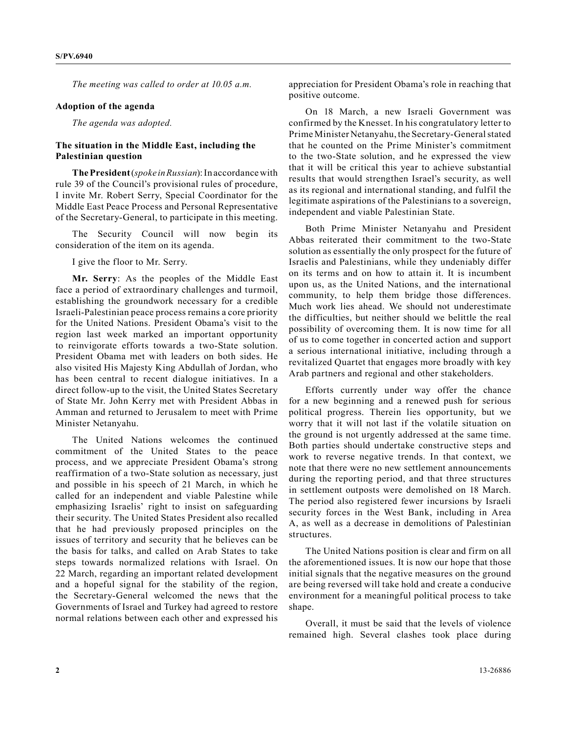*The meeting was called to order at 10.05 a.m.*

**Adoption of the agenda**

*The agenda was adopted.*

**The situation in the Middle East, including the Palestinian question**

**The President** (*spoke in Russian*): In accordance with rule 39 of the Council's provisional rules of procedure, I invite Mr. Robert Serry, Special Coordinator for the Middle East Peace Process and Personal Representative of the Secretary-General, to participate in this meeting.

The Security Council will now begin its consideration of the item on its agenda.

I give the floor to Mr. Serry.

**Mr. Serry**: As the peoples of the Middle East face a period of extraordinary challenges and turmoil, establishing the groundwork necessary for a credible Israeli-Palestinian peace process remains a core priority for the United Nations. President Obama's visit to the region last week marked an important opportunity to reinvigorate efforts towards a two-State solution. President Obama met with leaders on both sides. He also visited His Majesty King Abdullah of Jordan, who has been central to recent dialogue initiatives. In a direct follow-up to the visit, the United States Secretary of State Mr. John Kerry met with President Abbas in Amman and returned to Jerusalem to meet with Prime Minister Netanyahu.

The United Nations welcomes the continued commitment of the United States to the peace process, and we appreciate President Obama's strong reaffirmation of a two-State solution as necessary, just and possible in his speech of 21 March, in which he called for an independent and viable Palestine while emphasizing Israelis' right to insist on safeguarding their security. The United States President also recalled that he had previously proposed principles on the issues of territory and security that he believes can be the basis for talks, and called on Arab States to take steps towards normalized relations with Israel. On 22 March, regarding an important related development and a hopeful signal for the stability of the region, the Secretary-General welcomed the news that the Governments of Israel and Turkey had agreed to restore normal relations between each other and expressed his appreciation for President Obama's role in reaching that positive outcome.

On 18 March, a new Israeli Government was confirmed by the Knesset. In his congratulatory letter to Prime Minister Netanyahu, the Secretary-General stated that he counted on the Prime Minister's commitment to the two-State solution, and he expressed the view that it will be critical this year to achieve substantial results that would strengthen Israel's security, as well as its regional and international standing, and fulfil the legitimate aspirations of the Palestinians to a sovereign, independent and viable Palestinian State.

Both Prime Minister Netanyahu and President Abbas reiterated their commitment to the two-State solution as essentially the only prospect for the future of Israelis and Palestinians, while they undeniably differ on its terms and on how to attain it. It is incumbent upon us, as the United Nations, and the international community, to help them bridge those differences. Much work lies ahead. We should not underestimate the difficulties, but neither should we belittle the real possibility of overcoming them. It is now time for all of us to come together in concerted action and support a serious international initiative, including through a revitalized Quartet that engages more broadly with key Arab partners and regional and other stakeholders.

Efforts currently under way offer the chance for a new beginning and a renewed push for serious political progress. Therein lies opportunity, but we worry that it will not last if the volatile situation on the ground is not urgently addressed at the same time. Both parties should undertake constructive steps and work to reverse negative trends. In that context, we note that there were no new settlement announcements during the reporting period, and that three structures in settlement outposts were demolished on 18 March. The period also registered fewer incursions by Israeli security forces in the West Bank, including in Area A, as well as a decrease in demolitions of Palestinian structures.

The United Nations position is clear and firm on all the aforementioned issues. It is now our hope that those initial signals that the negative measures on the ground are being reversed will take hold and create a conducive environment for a meaningful political process to take shape.

Overall, it must be said that the levels of violence remained high. Several clashes took place during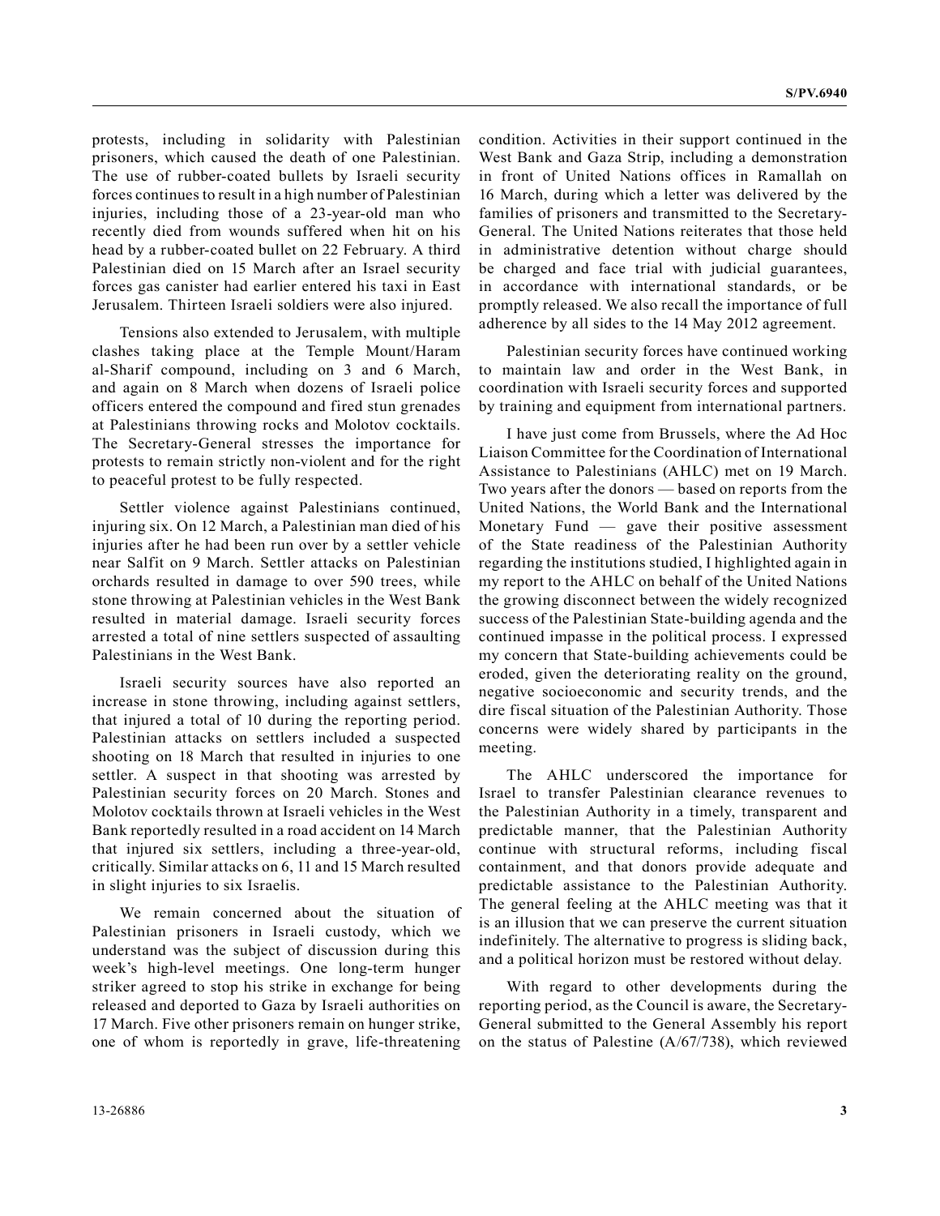protests, including in solidarity with Palestinian prisoners, which caused the death of one Palestinian. The use of rubber-coated bullets by Israeli security forces continues to result in a high number of Palestinian injuries, including those of a 23-year-old man who recently died from wounds suffered when hit on his head by a rubber-coated bullet on 22 February. A third Palestinian died on 15 March after an Israel security forces gas canister had earlier entered his taxi in East Jerusalem. Thirteen Israeli soldiers were also injured.

Tensions also extended to Jerusalem, with multiple clashes taking place at the Temple Mount/Haram al-Sharif compound, including on 3 and 6 March, and again on 8 March when dozens of Israeli police officers entered the compound and fired stun grenades at Palestinians throwing rocks and Molotov cocktails. The Secretary-General stresses the importance for protests to remain strictly non-violent and for the right to peaceful protest to be fully respected.

Settler violence against Palestinians continued, injuring six. On 12 March, a Palestinian man died of his injuries after he had been run over by a settler vehicle near Salfit on 9 March. Settler attacks on Palestinian orchards resulted in damage to over 590 trees, while stone throwing at Palestinian vehicles in the West Bank resulted in material damage. Israeli security forces arrested a total of nine settlers suspected of assaulting Palestinians in the West Bank.

Israeli security sources have also reported an increase in stone throwing, including against settlers, that injured a total of 10 during the reporting period. Palestinian attacks on settlers included a suspected shooting on 18 March that resulted in injuries to one settler. A suspect in that shooting was arrested by Palestinian security forces on 20 March. Stones and Molotov cocktails thrown at Israeli vehicles in the West Bank reportedly resulted in a road accident on 14 March that injured six settlers, including a three-year-old, critically. Similar attacks on 6, 11 and 15 March resulted in slight injuries to six Israelis.

We remain concerned about the situation of Palestinian prisoners in Israeli custody, which we understand was the subject of discussion during this week's high-level meetings. One long-term hunger striker agreed to stop his strike in exchange for being released and deported to Gaza by Israeli authorities on 17 March. Five other prisoners remain on hunger strike, one of whom is reportedly in grave, life-threatening condition. Activities in their support continued in the West Bank and Gaza Strip, including a demonstration in front of United Nations offices in Ramallah on 16 March, during which a letter was delivered by the families of prisoners and transmitted to the Secretary-General. The United Nations reiterates that those held in administrative detention without charge should be charged and face trial with judicial guarantees, in accordance with international standards, or be promptly released. We also recall the importance of full adherence by all sides to the 14 May 2012 agreement.

Palestinian security forces have continued working to maintain law and order in the West Bank, in coordination with Israeli security forces and supported by training and equipment from international partners.

I have just come from Brussels, where the Ad Hoc Liaison Committee for the Coordination of International Assistance to Palestinians (AHLC) met on 19 March. Two years after the donors — based on reports from the United Nations, the World Bank and the International Monetary Fund — gave their positive assessment of the State readiness of the Palestinian Authority regarding the institutions studied, I highlighted again in my report to the AHLC on behalf of the United Nations the growing disconnect between the widely recognized success of the Palestinian State-building agenda and the continued impasse in the political process. I expressed my concern that State-building achievements could be eroded, given the deteriorating reality on the ground, negative socioeconomic and security trends, and the dire fiscal situation of the Palestinian Authority. Those concerns were widely shared by participants in the meeting.

The AHLC underscored the importance for Israel to transfer Palestinian clearance revenues to the Palestinian Authority in a timely, transparent and predictable manner, that the Palestinian Authority continue with structural reforms, including fiscal containment, and that donors provide adequate and predictable assistance to the Palestinian Authority. The general feeling at the AHLC meeting was that it is an illusion that we can preserve the current situation indefinitely. The alternative to progress is sliding back, and a political horizon must be restored without delay.

With regard to other developments during the reporting period, as the Council is aware, the Secretary-General submitted to the General Assembly his report on the status of Palestine (A/67/738), which reviewed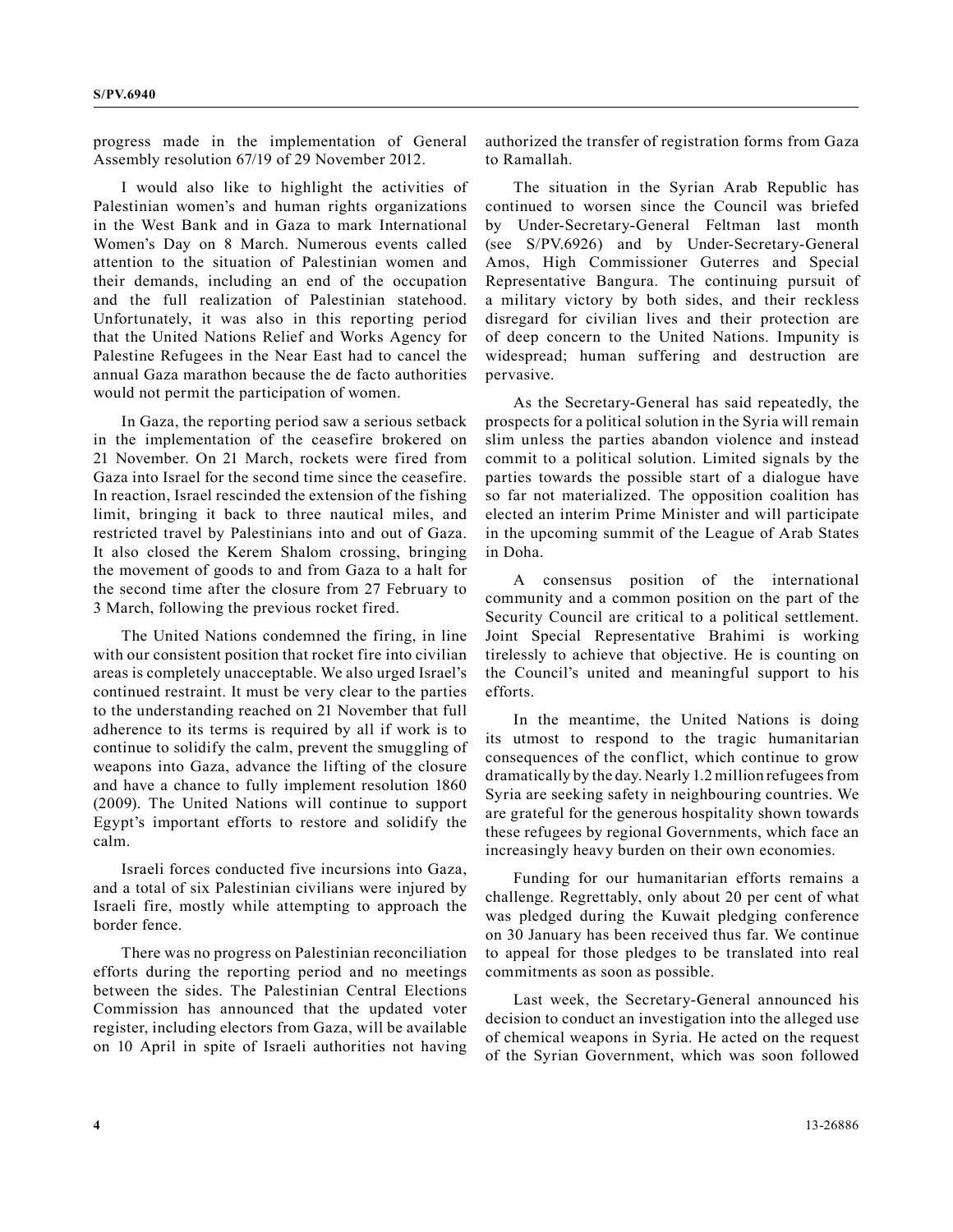progress made in the implementation of General Assembly resolution 67/19 of 29 November 2012.

I would also like to highlight the activities of Palestinian women's and human rights organizations in the West Bank and in Gaza to mark International Women's Day on 8 March. Numerous events called attention to the situation of Palestinian women and their demands, including an end of the occupation and the full realization of Palestinian statehood. Unfortunately, it was also in this reporting period that the United Nations Relief and Works Agency for Palestine Refugees in the Near East had to cancel the annual Gaza marathon because the de facto authorities would not permit the participation of women.

In Gaza, the reporting period saw a serious setback in the implementation of the ceasefire brokered on 21 November. On 21 March, rockets were fired from Gaza into Israel for the second time since the ceasefire. In reaction, Israel rescinded the extension of the fishing limit, bringing it back to three nautical miles, and restricted travel by Palestinians into and out of Gaza. It also closed the Kerem Shalom crossing, bringing the movement of goods to and from Gaza to a halt for the second time after the closure from 27 February to 3 March, following the previous rocket fired.

The United Nations condemned the firing, in line with our consistent position that rocket fire into civilian areas is completely unacceptable. We also urged Israel's continued restraint. It must be very clear to the parties to the understanding reached on 21 November that full adherence to its terms is required by all if work is to continue to solidify the calm, prevent the smuggling of weapons into Gaza, advance the lifting of the closure and have a chance to fully implement resolution 1860 (2009). The United Nations will continue to support Egypt's important efforts to restore and solidify the calm.

Israeli forces conducted five incursions into Gaza, and a total of six Palestinian civilians were injured by Israeli fire, mostly while attempting to approach the border fence.

There was no progress on Palestinian reconciliation efforts during the reporting period and no meetings between the sides. The Palestinian Central Elections Commission has announced that the updated voter register, including electors from Gaza, will be available on 10 April in spite of Israeli authorities not having authorized the transfer of registration forms from Gaza to Ramallah.

The situation in the Syrian Arab Republic has continued to worsen since the Council was briefed by Under-Secretary-General Feltman last month (see S/PV.6926) and by Under-Secretary-General Amos, High Commissioner Guterres and Special Representative Bangura. The continuing pursuit of a military victory by both sides, and their reckless disregard for civilian lives and their protection are of deep concern to the United Nations. Impunity is widespread; human suffering and destruction are pervasive.

As the Secretary-General has said repeatedly, the prospects for a political solution in the Syria will remain slim unless the parties abandon violence and instead commit to a political solution. Limited signals by the parties towards the possible start of a dialogue have so far not materialized. The opposition coalition has elected an interim Prime Minister and will participate in the upcoming summit of the League of Arab States in Doha.

A consensus position of the international community and a common position on the part of the Security Council are critical to a political settlement. Joint Special Representative Brahimi is working tirelessly to achieve that objective. He is counting on the Council's united and meaningful support to his efforts.

In the meantime, the United Nations is doing its utmost to respond to the tragic humanitarian consequences of the conflict, which continue to grow dramatically by the day. Nearly 1.2 million refugees from Syria are seeking safety in neighbouring countries. We are grateful for the generous hospitality shown towards these refugees by regional Governments, which face an increasingly heavy burden on their own economies.

Funding for our humanitarian efforts remains a challenge. Regrettably, only about 20 per cent of what was pledged during the Kuwait pledging conference on 30 January has been received thus far. We continue to appeal for those pledges to be translated into real commitments as soon as possible.

Last week, the Secretary-General announced his decision to conduct an investigation into the alleged use of chemical weapons in Syria. He acted on the request of the Syrian Government, which was soon followed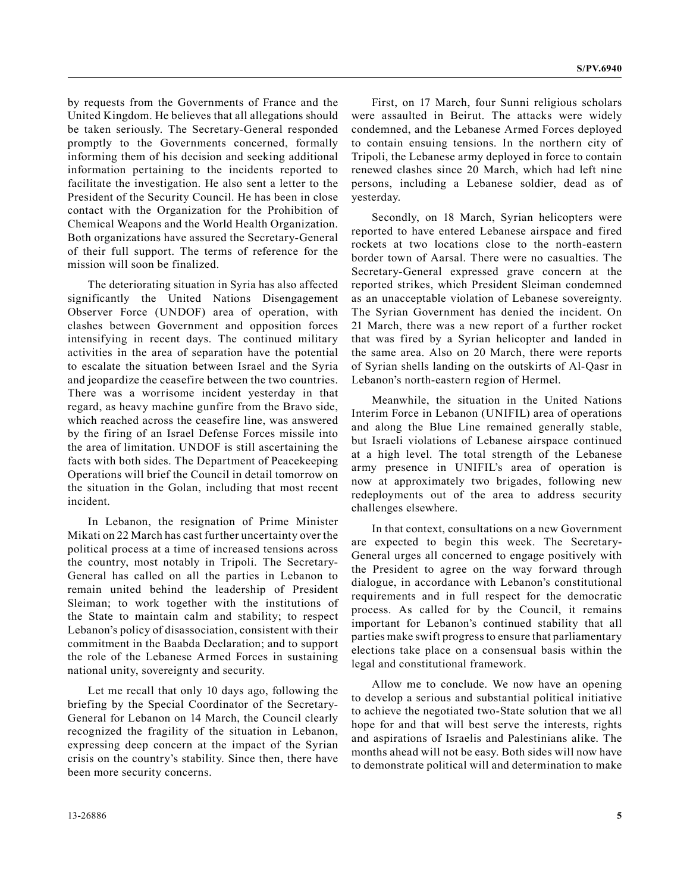by requests from the Governments of France and the United Kingdom. He believes that all allegations should be taken seriously. The Secretary-General responded promptly to the Governments concerned, formally informing them of his decision and seeking additional information pertaining to the incidents reported to facilitate the investigation. He also sent a letter to the President of the Security Council. He has been in close contact with the Organization for the Prohibition of Chemical Weapons and the World Health Organization. Both organizations have assured the Secretary-General of their full support. The terms of reference for the mission will soon be finalized.

The deteriorating situation in Syria has also affected significantly the United Nations Disengagement Observer Force (UNDOF) area of operation, with clashes between Government and opposition forces intensifying in recent days. The continued military activities in the area of separation have the potential to escalate the situation between Israel and the Syria and jeopardize the ceasefire between the two countries. There was a worrisome incident yesterday in that regard, as heavy machine gunfire from the Bravo side, which reached across the ceasefire line, was answered by the firing of an Israel Defense Forces missile into the area of limitation. UNDOF is still ascertaining the facts with both sides. The Department of Peacekeeping Operations will brief the Council in detail tomorrow on the situation in the Golan, including that most recent incident.

In Lebanon, the resignation of Prime Minister Mikati on 22 March has cast further uncertainty over the political process at a time of increased tensions across the country, most notably in Tripoli. The Secretary-General has called on all the parties in Lebanon to remain united behind the leadership of President Sleiman; to work together with the institutions of the State to maintain calm and stability; to respect Lebanon's policy of disassociation, consistent with their commitment in the Baabda Declaration; and to support the role of the Lebanese Armed Forces in sustaining national unity, sovereignty and security.

Let me recall that only 10 days ago, following the briefing by the Special Coordinator of the Secretary-General for Lebanon on 14 March, the Council clearly recognized the fragility of the situation in Lebanon, expressing deep concern at the impact of the Syrian crisis on the country's stability. Since then, there have been more security concerns.

First, on 17 March, four Sunni religious scholars were assaulted in Beirut. The attacks were widely condemned, and the Lebanese Armed Forces deployed to contain ensuing tensions. In the northern city of Tripoli, the Lebanese army deployed in force to contain renewed clashes since 20 March, which had left nine persons, including a Lebanese soldier, dead as of yesterday.

Secondly, on 18 March, Syrian helicopters were reported to have entered Lebanese airspace and fired rockets at two locations close to the north-eastern border town of Aarsal. There were no casualties. The Secretary-General expressed grave concern at the reported strikes, which President Sleiman condemned as an unacceptable violation of Lebanese sovereignty. The Syrian Government has denied the incident. On 21 March, there was a new report of a further rocket that was fired by a Syrian helicopter and landed in the same area. Also on 20 March, there were reports of Syrian shells landing on the outskirts of Al-Qasr in Lebanon's north-eastern region of Hermel.

Meanwhile, the situation in the United Nations Interim Force in Lebanon (UNIFIL) area of operations and along the Blue Line remained generally stable, but Israeli violations of Lebanese airspace continued at a high level. The total strength of the Lebanese army presence in UNIFIL's area of operation is now at approximately two brigades, following new redeployments out of the area to address security challenges elsewhere.

In that context, consultations on a new Government are expected to begin this week. The Secretary-General urges all concerned to engage positively with the President to agree on the way forward through dialogue, in accordance with Lebanon's constitutional requirements and in full respect for the democratic process. As called for by the Council, it remains important for Lebanon's continued stability that all parties make swift progress to ensure that parliamentary elections take place on a consensual basis within the legal and constitutional framework.

Allow me to conclude. We now have an opening to develop a serious and substantial political initiative to achieve the negotiated two-State solution that we all hope for and that will best serve the interests, rights and aspirations of Israelis and Palestinians alike. The months ahead will not be easy. Both sides will now have to demonstrate political will and determination to make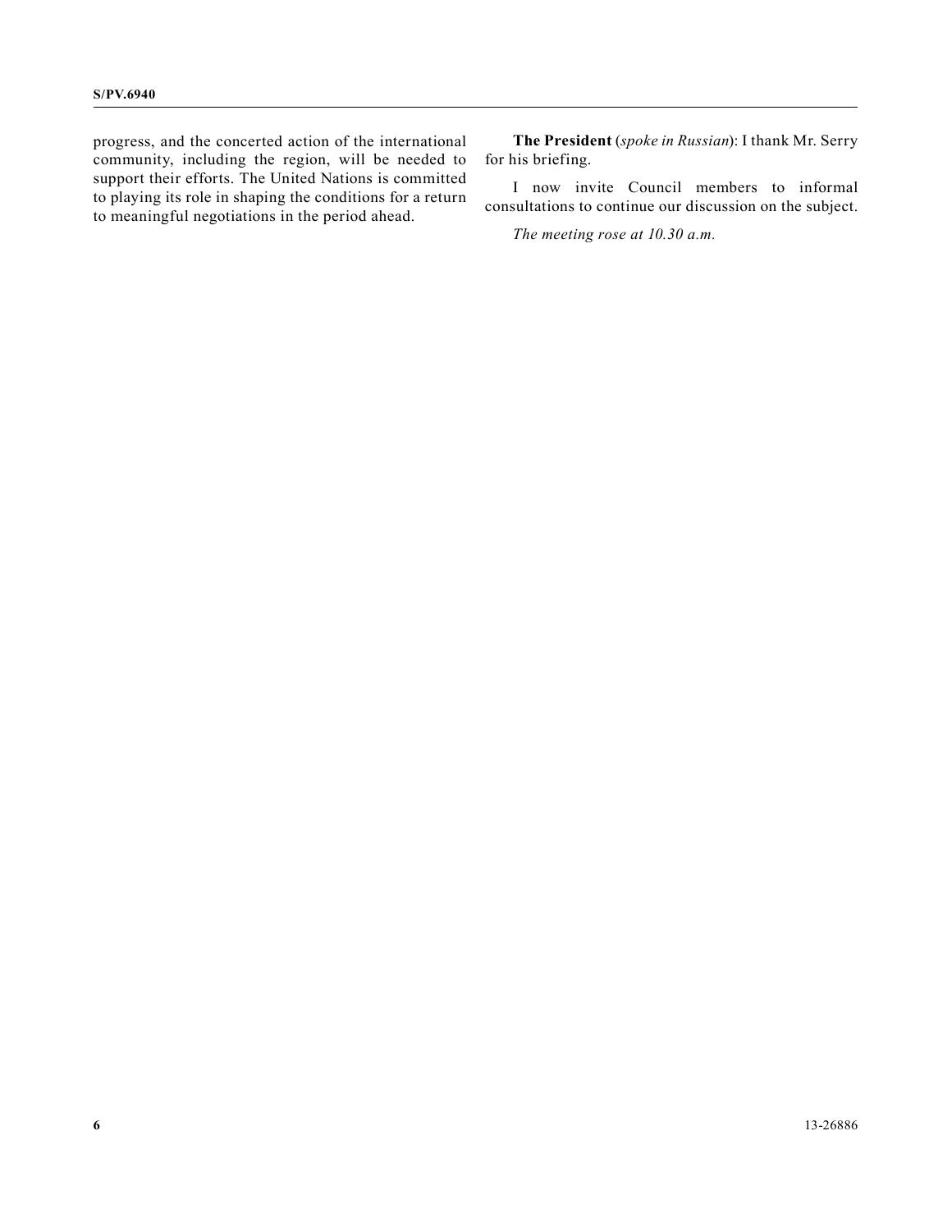progress, and the concerted action of the international community, including the region, will be needed to support their efforts. The United Nations is committed to playing its role in shaping the conditions for a return to meaningful negotiations in the period ahead.

**The President** (*spoke in Russian*): I thank Mr. Serry for his briefing.

I now invite Council members to informal consultations to continue our discussion on the subject.

*The meeting rose at 10.30 a.m.*